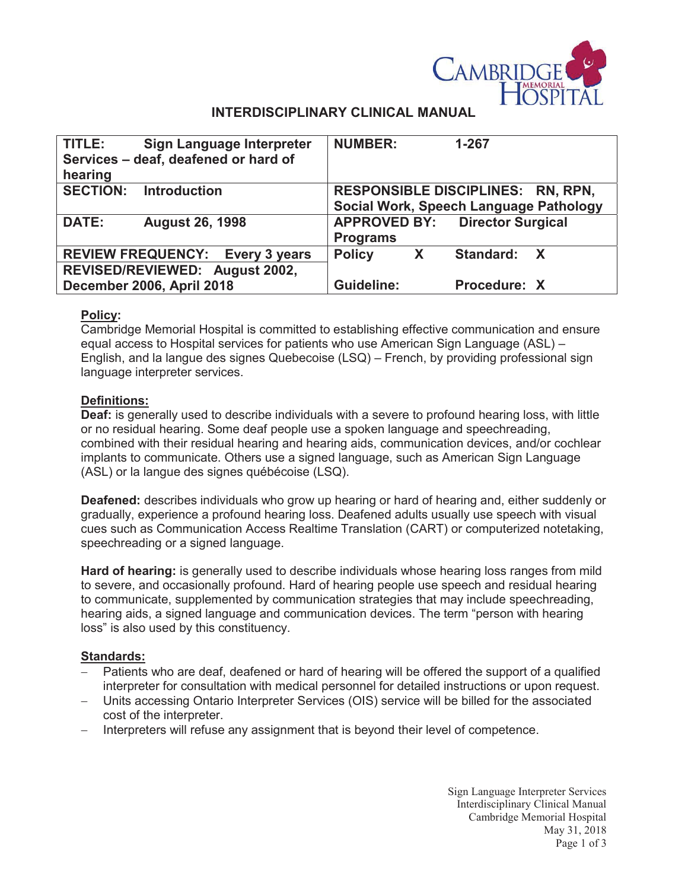# INTERDISCIPLINARY CLINICAL MANUAL

| **TITLE:** Sign Language Interpreter Services – deaf, deafened or hard of hearing | **NUMBER:** 1-267 | | |
|---|---|---|---|
| **SECTION:** Introduction | **RESPONSIBLE DISCIPLINES:** RN, RPN, Social Work, Speech Language Pathology | | |
| **DATE:** August 26, 1998 | **APPROVED BY:** Director Surgical Programs | | |
| **REVIEW FREQUENCY:** Every 3 years | **Policy** X | **Standard:** X | |
| **REVISED/REVIEWED:** August 2002, December 2006, April 2018 | **Guideline:** | **Procedure:** X | |

## Policy:

Cambridge Memorial Hospital is committed to establishing effective communication and ensure equal access to Hospital services for patients who use American Sign Language (ASL) – English, and la langue des signes Quebecoise (LSQ) – French, by providing professional sign language interpreter services.

## Definitions:

**Deaf:** is generally used to describe individuals with a severe to profound hearing loss, with little or no residual hearing. Some deaf people use a spoken language and speechreading, combined with their residual hearing and hearing aids, communication devices, and/or cochlear implants to communicate. Others use a signed language, such as American Sign Language (ASL) or la langue des signes québécoise (LSQ).

**Deafened:** describes individuals who grow up hearing or hard of hearing and, either suddenly or gradually, experience a profound hearing loss. Deafened adults usually use speech with visual cues such as Communication Access Realtime Translation (CART) or computerized notetaking, speechreading or a signed language.

**Hard of hearing:** is generally used to describe individuals whose hearing loss ranges from mild to severe, and occasionally profound. Hard of hearing people use speech and residual hearing to communicate, supplemented by communication strategies that may include speechreading, hearing aids, a signed language and communication devices. The term "person with hearing loss" is also used by this constituency.

## Standards:

- Patients who are deaf, deafened or hard of hearing will be offered the support of a qualified interpreter for consultation with medical personnel for detailed instructions or upon request.
- Units accessing Ontario Interpreter Services (OIS) service will be billed for the associated cost of the interpreter.
- Interpreters will refuse any assignment that is beyond their level of competence.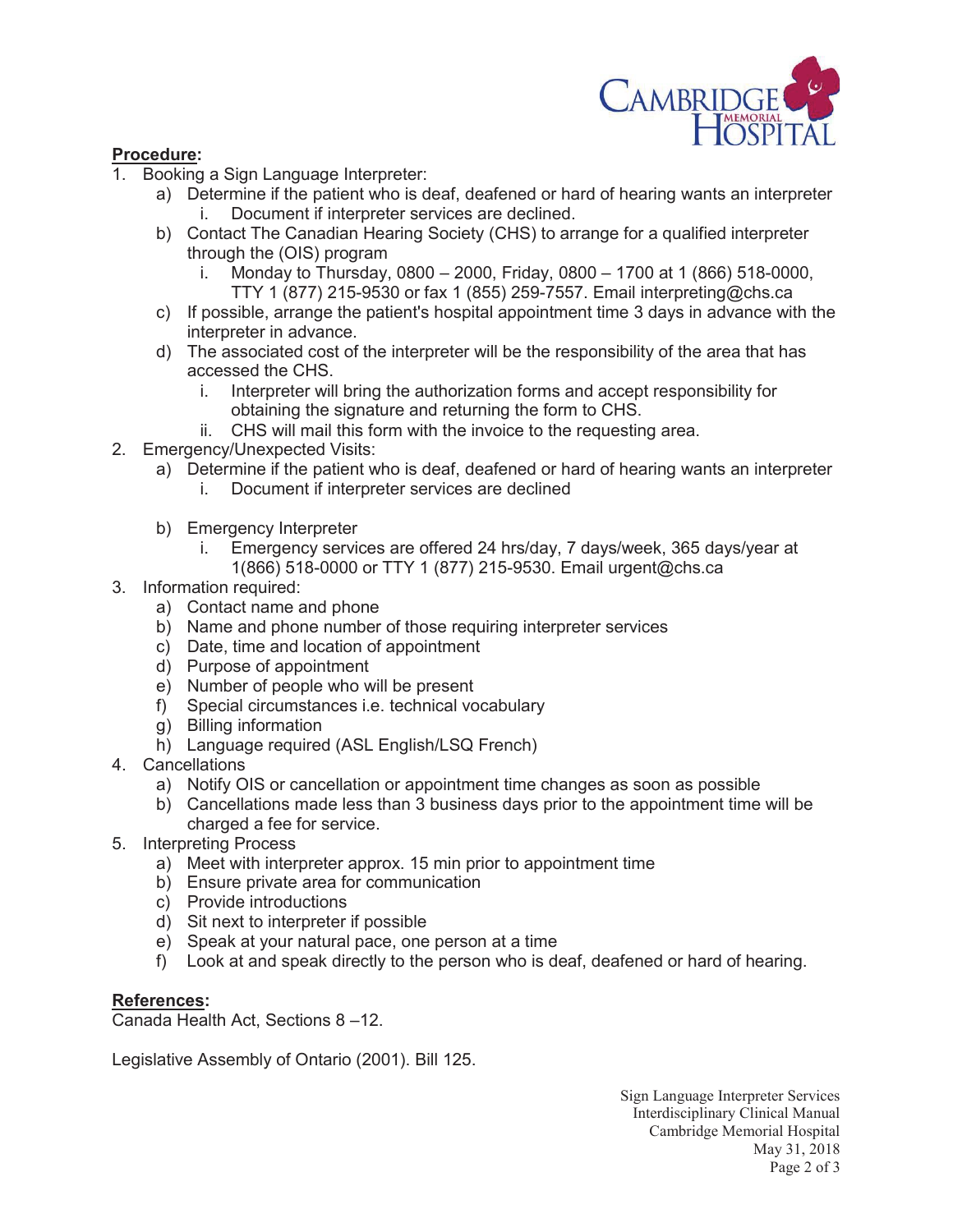**Procedure:**

1. Booking a Sign Language Interpreter:
   a) Determine if the patient who is deaf, deafened or hard of hearing wants an interpreter
      i. Document if interpreter services are declined.
   b) Contact The Canadian Hearing Society (CHS) to arrange for a qualified interpreter through the (OIS) program
      i. Monday to Thursday, 0800 – 2000, Friday, 0800 – 1700 at 1 (866) 518-0000, TTY 1 (877) 215-9530 or fax 1 (855) 259-7557. Email interpreting@chs.ca
   c) If possible, arrange the patient's hospital appointment time 3 days in advance with the interpreter in advance.
   d) The associated cost of the interpreter will be the responsibility of the area that has accessed the CHS.
      i. Interpreter will bring the authorization forms and accept responsibility for obtaining the signature and returning the form to CHS.
      ii. CHS will mail this form with the invoice to the requesting area.
2. Emergency/Unexpected Visits:
   a) Determine if the patient who is deaf, deafened or hard of hearing wants an interpreter
      i. Document if interpreter services are declined
   b) Emergency Interpreter
      i. Emergency services are offered 24 hrs/day, 7 days/week, 365 days/year at 1(866) 518-0000 or TTY 1 (877) 215-9530. Email urgent@chs.ca
3. Information required:
   a) Contact name and phone
   b) Name and phone number of those requiring interpreter services
   c) Date, time and location of appointment
   d) Purpose of appointment
   e) Number of people who will be present
   f) Special circumstances i.e. technical vocabulary
   g) Billing information
   h) Language required (ASL English/LSQ French)
4. Cancellations
   a) Notify OIS or cancellation or appointment time changes as soon as possible
   b) Cancellations made less than 3 business days prior to the appointment time will be charged a fee for service.
5. Interpreting Process
   a) Meet with interpreter approx. 15 min prior to appointment time
   b) Ensure private area for communication
   c) Provide introductions
   d) Sit next to interpreter if possible
   e) Speak at your natural pace, one person at a time
   f) Look at and speak directly to the person who is deaf, deafened or hard of hearing.

**References:**

Canada Health Act, Sections 8 –12.

Legislative Assembly of Ontario (2001). Bill 125.

Sign Language Interpreter Services
Interdisciplinary Clinical Manual
Cambridge Memorial Hospital
May 31, 2018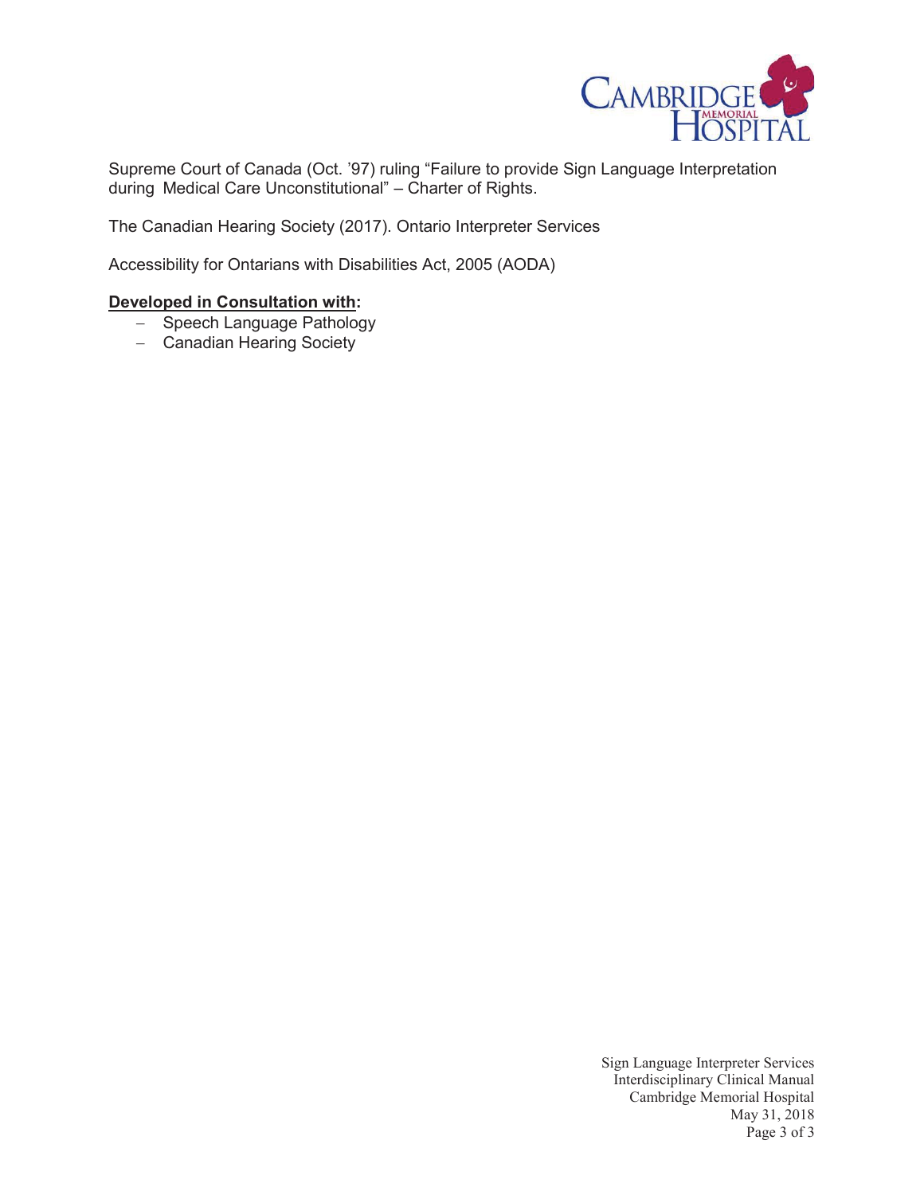Supreme Court of Canada (Oct. '97) ruling "Failure to provide Sign Language Interpretation during Medical Care Unconstitutional" – Charter of Rights.

The Canadian Hearing Society (2017). Ontario Interpreter Services

Accessibility for Ontarians with Disabilities Act, 2005 (AODA)

**Developed in Consultation with:**

- Speech Language Pathology
- Canadian Hearing Society